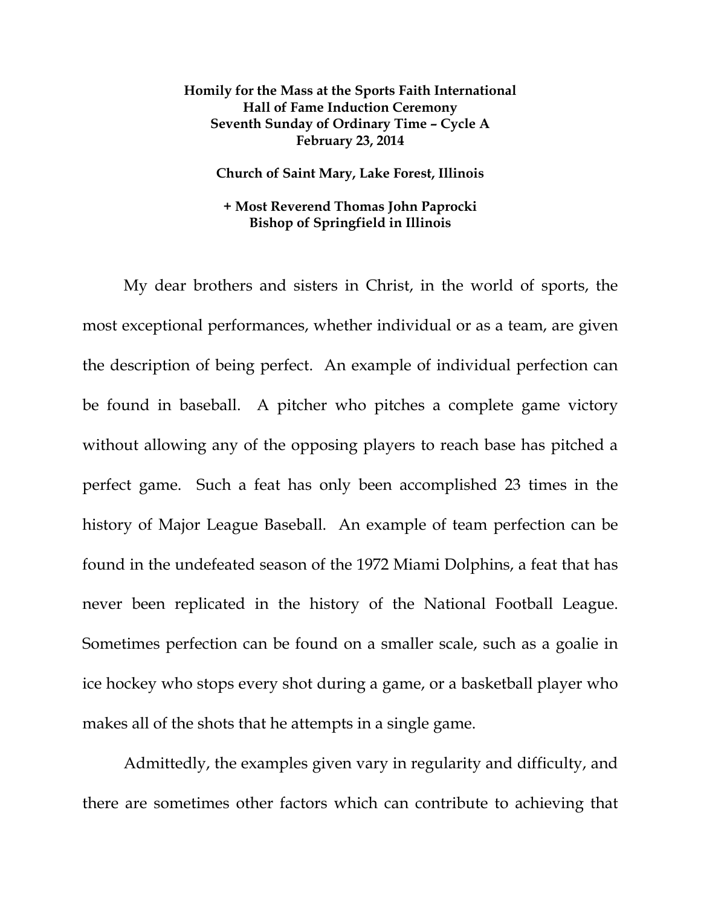**Homily for the Mass at the Sports Faith International Hall of Fame Induction Ceremony**
**Seventh Sunday of Ordinary Time – Cycle A**
**February 23, 2014**

**Church of Saint Mary, Lake Forest, Illinois**

**+ Most Reverend Thomas John Paprocki**
**Bishop of Springfield in Illinois**

My dear brothers and sisters in Christ, in the world of sports, the most exceptional performances, whether individual or as a team, are given the description of being perfect. An example of individual perfection can be found in baseball. A pitcher who pitches a complete game victory without allowing any of the opposing players to reach base has pitched a perfect game. Such a feat has only been accomplished 23 times in the history of Major League Baseball. An example of team perfection can be found in the undefeated season of the 1972 Miami Dolphins, a feat that has never been replicated in the history of the National Football League. Sometimes perfection can be found on a smaller scale, such as a goalie in ice hockey who stops every shot during a game, or a basketball player who makes all of the shots that he attempts in a single game.

Admittedly, the examples given vary in regularity and difficulty, and there are sometimes other factors which can contribute to achieving that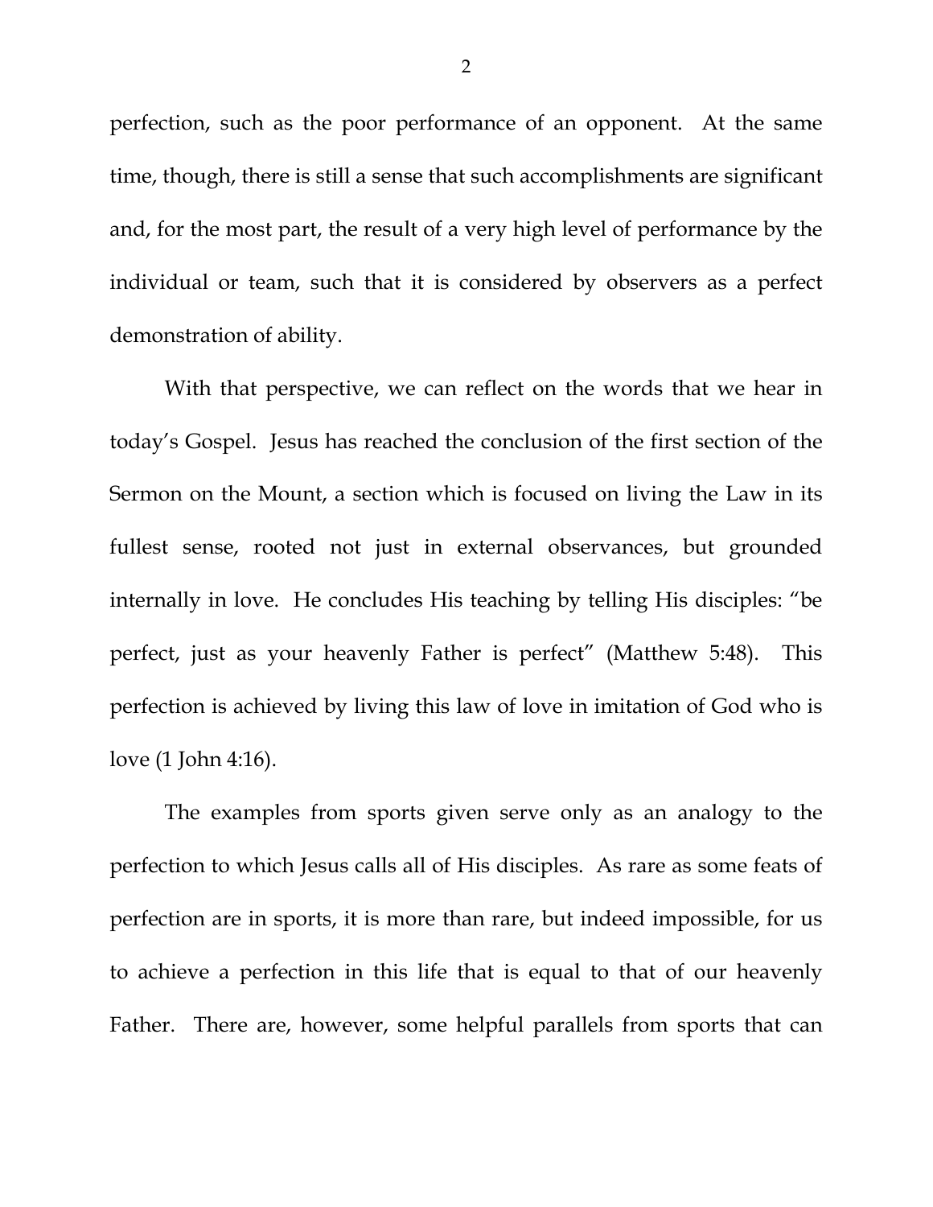perfection, such as the poor performance of an opponent. At the same time, though, there is still a sense that such accomplishments are significant and, for the most part, the result of a very high level of performance by the individual or team, such that it is considered by observers as a perfect demonstration of ability.

With that perspective, we can reflect on the words that we hear in today's Gospel. Jesus has reached the conclusion of the first section of the Sermon on the Mount, a section which is focused on living the Law in its fullest sense, rooted not just in external observances, but grounded internally in love. He concludes His teaching by telling His disciples: "be perfect, just as your heavenly Father is perfect" (Matthew 5:48). This perfection is achieved by living this law of love in imitation of God who is love (1 John 4:16).

The examples from sports given serve only as an analogy to the perfection to which Jesus calls all of His disciples. As rare as some feats of perfection are in sports, it is more than rare, but indeed impossible, for us to achieve a perfection in this life that is equal to that of our heavenly Father. There are, however, some helpful parallels from sports that can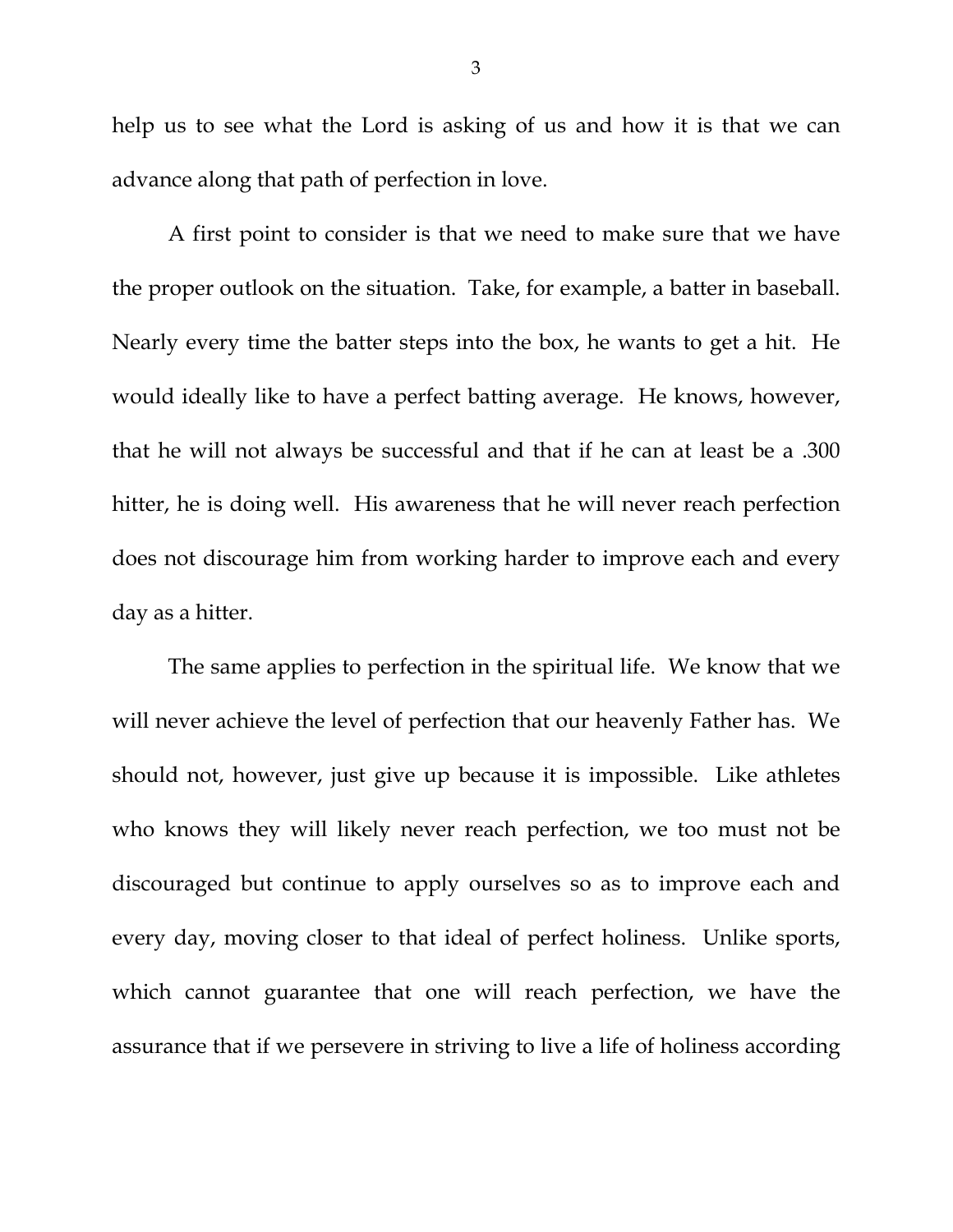help us to see what the Lord is asking of us and how it is that we can advance along that path of perfection in love.

A first point to consider is that we need to make sure that we have the proper outlook on the situation. Take, for example, a batter in baseball. Nearly every time the batter steps into the box, he wants to get a hit. He would ideally like to have a perfect batting average. He knows, however, that he will not always be successful and that if he can at least be a .300 hitter, he is doing well. His awareness that he will never reach perfection does not discourage him from working harder to improve each and every day as a hitter.

The same applies to perfection in the spiritual life. We know that we will never achieve the level of perfection that our heavenly Father has. We should not, however, just give up because it is impossible. Like athletes who knows they will likely never reach perfection, we too must not be discouraged but continue to apply ourselves so as to improve each and every day, moving closer to that ideal of perfect holiness. Unlike sports, which cannot guarantee that one will reach perfection, we have the assurance that if we persevere in striving to live a life of holiness according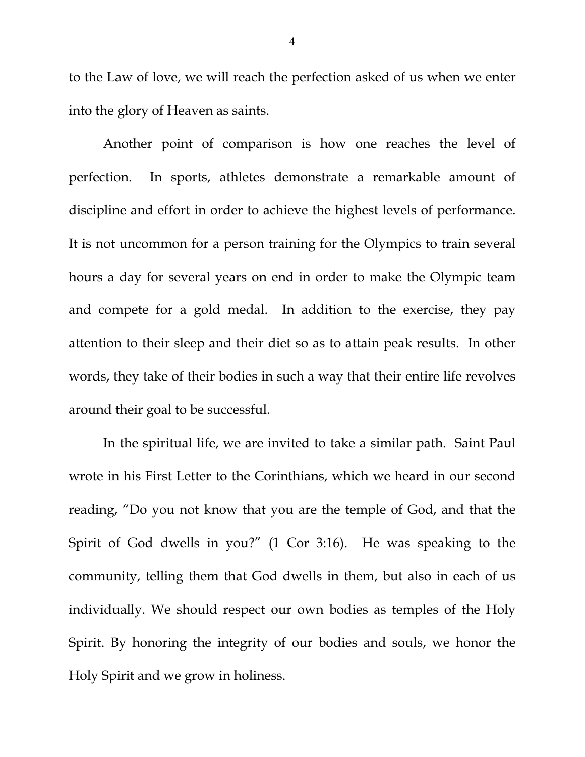to the Law of love, we will reach the perfection asked of us when we enter into the glory of Heaven as saints.

Another point of comparison is how one reaches the level of perfection. In sports, athletes demonstrate a remarkable amount of discipline and effort in order to achieve the highest levels of performance. It is not uncommon for a person training for the Olympics to train several hours a day for several years on end in order to make the Olympic team and compete for a gold medal. In addition to the exercise, they pay attention to their sleep and their diet so as to attain peak results. In other words, they take of their bodies in such a way that their entire life revolves around their goal to be successful.

In the spiritual life, we are invited to take a similar path. Saint Paul wrote in his First Letter to the Corinthians, which we heard in our second reading, "Do you not know that you are the temple of God, and that the Spirit of God dwells in you?" (1 Cor 3:16). He was speaking to the community, telling them that God dwells in them, but also in each of us individually. We should respect our own bodies as temples of the Holy Spirit. By honoring the integrity of our bodies and souls, we honor the Holy Spirit and we grow in holiness.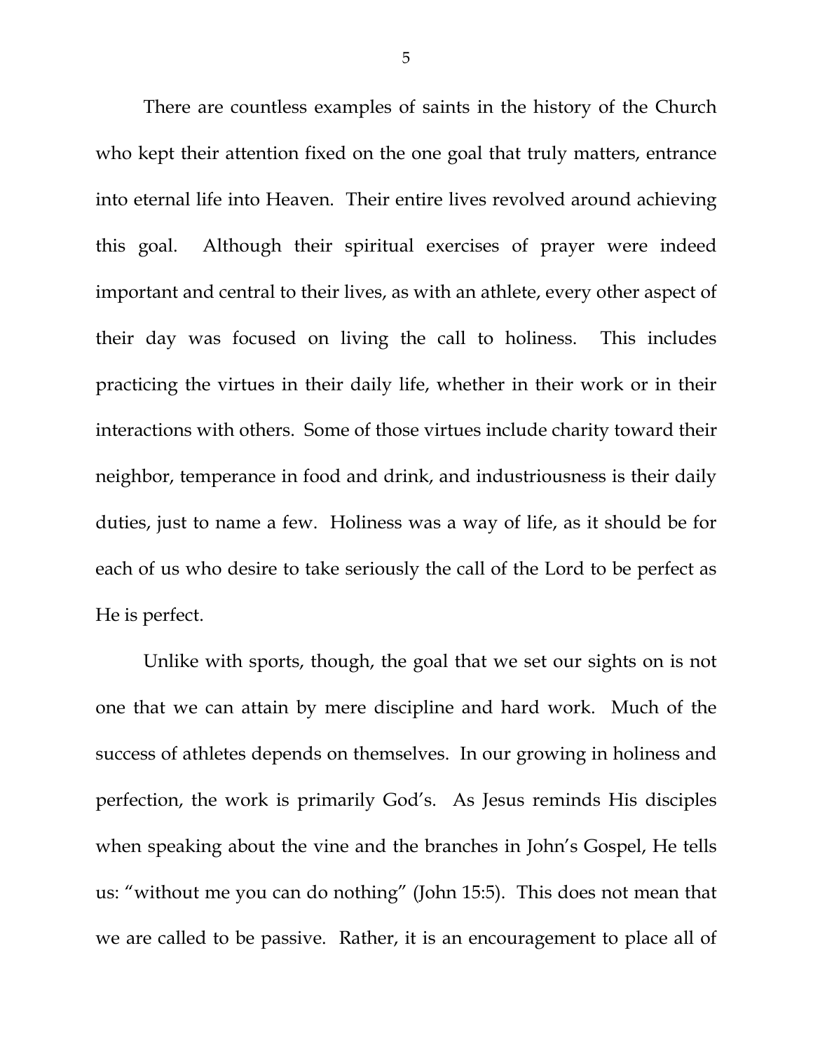There are countless examples of saints in the history of the Church who kept their attention fixed on the one goal that truly matters, entrance into eternal life into Heaven. Their entire lives revolved around achieving this goal. Although their spiritual exercises of prayer were indeed important and central to their lives, as with an athlete, every other aspect of their day was focused on living the call to holiness. This includes practicing the virtues in their daily life, whether in their work or in their interactions with others. Some of those virtues include charity toward their neighbor, temperance in food and drink, and industriousness is their daily duties, just to name a few. Holiness was a way of life, as it should be for each of us who desire to take seriously the call of the Lord to be perfect as He is perfect.

Unlike with sports, though, the goal that we set our sights on is not one that we can attain by mere discipline and hard work. Much of the success of athletes depends on themselves. In our growing in holiness and perfection, the work is primarily God's. As Jesus reminds His disciples when speaking about the vine and the branches in John's Gospel, He tells us: "without me you can do nothing" (John 15:5). This does not mean that we are called to be passive. Rather, it is an encouragement to place all of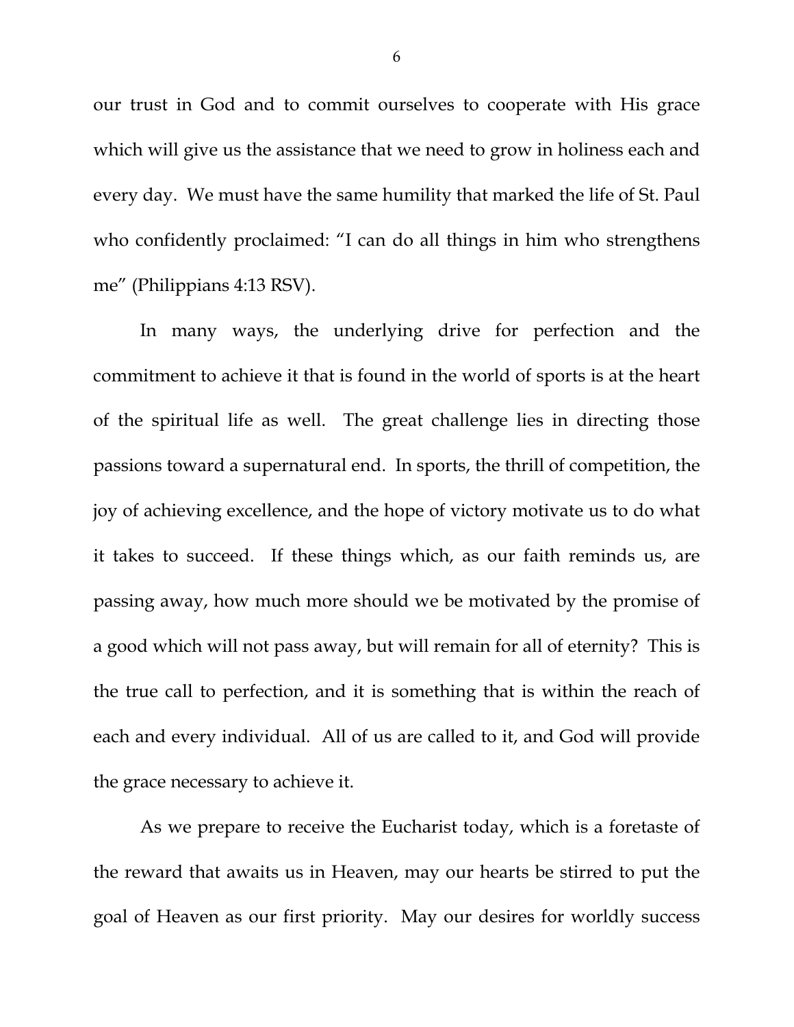our trust in God and to commit ourselves to cooperate with His grace which will give us the assistance that we need to grow in holiness each and every day. We must have the same humility that marked the life of St. Paul who confidently proclaimed: "I can do all things in him who strengthens me" (Philippians 4:13 RSV).

In many ways, the underlying drive for perfection and the commitment to achieve it that is found in the world of sports is at the heart of the spiritual life as well. The great challenge lies in directing those passions toward a supernatural end. In sports, the thrill of competition, the joy of achieving excellence, and the hope of victory motivate us to do what it takes to succeed. If these things which, as our faith reminds us, are passing away, how much more should we be motivated by the promise of a good which will not pass away, but will remain for all of eternity? This is the true call to perfection, and it is something that is within the reach of each and every individual. All of us are called to it, and God will provide the grace necessary to achieve it.

As we prepare to receive the Eucharist today, which is a foretaste of the reward that awaits us in Heaven, may our hearts be stirred to put the goal of Heaven as our first priority. May our desires for worldly success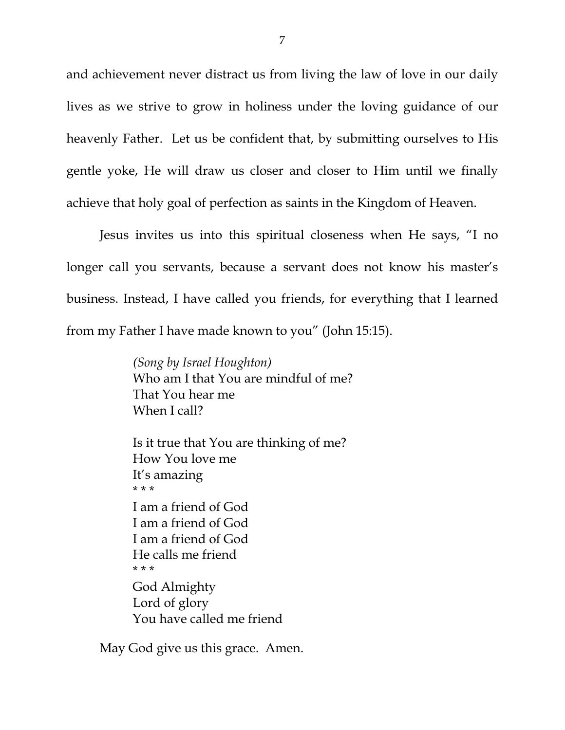and achievement never distract us from living the law of love in our daily lives as we strive to grow in holiness under the loving guidance of our heavenly Father. Let us be confident that, by submitting ourselves to His gentle yoke, He will draw us closer and closer to Him until we finally achieve that holy goal of perfection as saints in the Kingdom of Heaven.

Jesus invites us into this spiritual closeness when He says, "I no longer call you servants, because a servant does not know his master's business. Instead, I have called you friends, for everything that I learned from my Father I have made known to you" (John 15:15).

> *(Song by Israel Houghton)*
> Who am I that You are mindful of me?
> That You hear me
> When I call?
>
> Is it true that You are thinking of me?
> How You love me
> It's amazing
> * * *
> I am a friend of God
> I am a friend of God
> I am a friend of God
> He calls me friend
> * * *
> God Almighty
> Lord of glory
> You have called me friend

May God give us this grace. Amen.